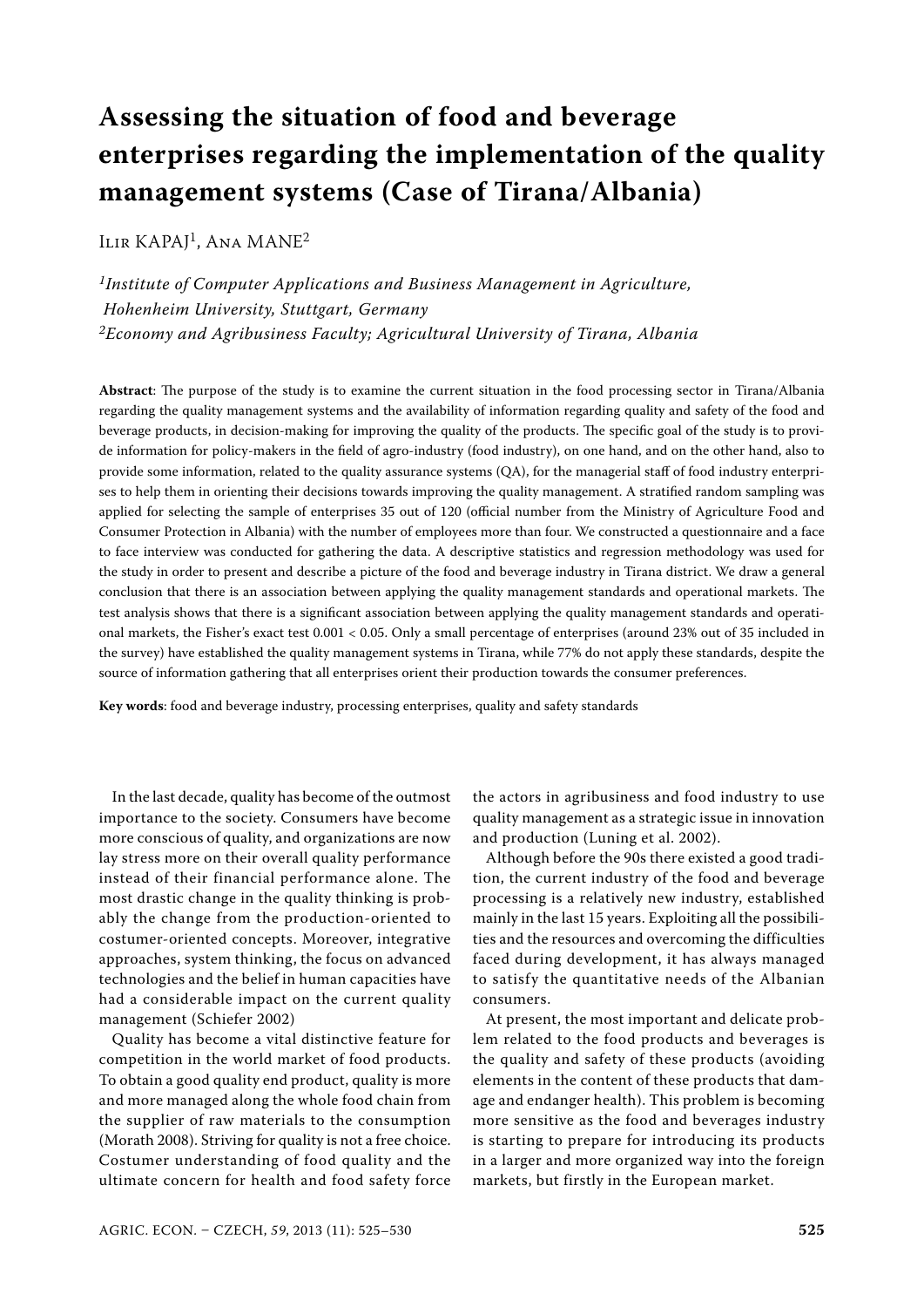# Assessing the situation of food and beverage enterprises regarding the implementation of the quality management systems (Case of Tirana/Albania)

Ilir KAPAJ[1], Ana MANE[2]

*[1]Institute of Computer Applications and Business Management in Agriculture, Hohenheim University, Stuttgart, Germany*
*[2]Economy and Agribusiness Faculty; Agricultural University of Tirana, Albania*

**Abstract**: The purpose of the study is to examine the current situation in the food processing sector in Tirana/Albania regarding the quality management systems and the availability of information regarding quality and safety of the food and beverage products, in decision-making for improving the quality of the products. The specific goal of the study is to provide information for policy-makers in the field of agro-industry (food industry), on one hand, and on the other hand, also to provide some information, related to the quality assurance systems (QA), for the managerial staff of food industry enterprises to help them in orienting their decisions towards improving the quality management. A stratified random sampling was applied for selecting the sample of enterprises 35 out of 120 (official number from the Ministry of Agriculture Food and Consumer Protection in Albania) with the number of employees more than four. We constructed a questionnaire and a face to face interview was conducted for gathering the data. A descriptive statistics and regression methodology was used for the study in order to present and describe a picture of the food and beverage industry in Tirana district. We draw a general conclusion that there is an association between applying the quality management standards and operational markets. The test analysis shows that there is a significant association between applying the quality management standards and operational markets, the Fisher's exact test 0.001 < 0.05. Only a small percentage of enterprises (around 23% out of 35 included in the survey) have established the quality management systems in Tirana, while 77% do not apply these standards, despite the source of information gathering that all enterprises orient their production towards the consumer preferences.

**Key words**: food and beverage industry, processing enterprises, quality and safety standards

In the last decade, quality has become of the outmost importance to the society. Consumers have become more conscious of quality, and organizations are now lay stress more on their overall quality performance instead of their financial performance alone. The most drastic change in the quality thinking is probably the change from the production-oriented to costumer-oriented concepts. Moreover, integrative approaches, system thinking, the focus on advanced technologies and the belief in human capacities have had a considerable impact on the current quality management (Schiefer 2002)

Quality has become a vital distinctive feature for competition in the world market of food products. To obtain a good quality end product, quality is more and more managed along the whole food chain from the supplier of raw materials to the consumption (Morath 2008). Striving for quality is not a free choice. Costumer understanding of food quality and the ultimate concern for health and food safety force the actors in agribusiness and food industry to use quality management as a strategic issue in innovation and production (Luning et al. 2002).

Although before the 90s there existed a good tradition, the current industry of the food and beverage processing is a relatively new industry, established mainly in the last 15 years. Exploiting all the possibilities and the resources and overcoming the difficulties faced during development, it has always managed to satisfy the quantitative needs of the Albanian consumers.

At present, the most important and delicate problem related to the food products and beverages is the quality and safety of these products (avoiding elements in the content of these products that damage and endanger health). This problem is becoming more sensitive as the food and beverages industry is starting to prepare for introducing its products in a larger and more organized way into the foreign markets, but firstly in the European market.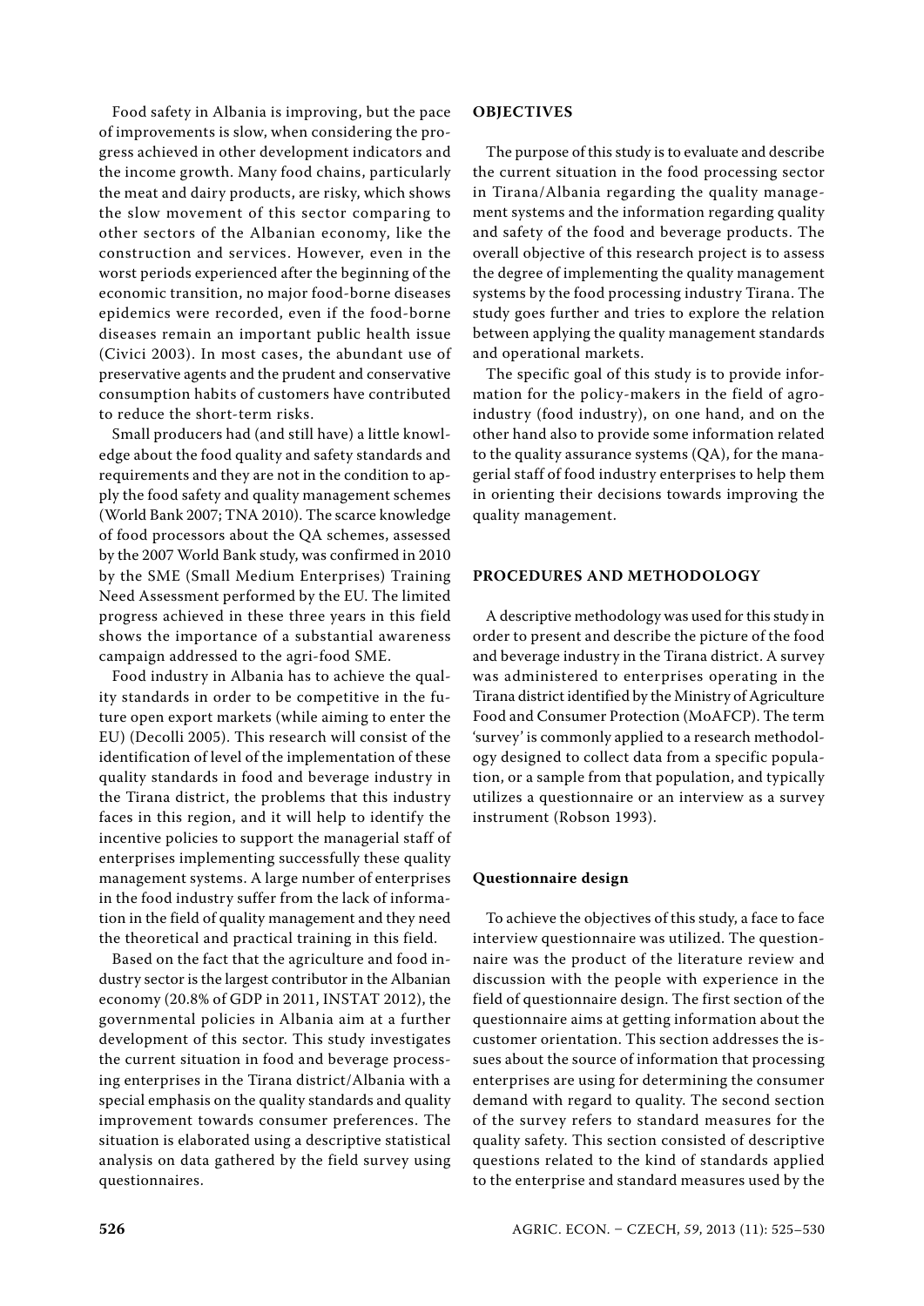Food safety in Albania is improving, but the pace of improvements is slow, when considering the progress achieved in other development indicators and the income growth. Many food chains, particularly the meat and dairy products, are risky, which shows the slow movement of this sector comparing to other sectors of the Albanian economy, like the construction and services. However, even in the worst periods experienced after the beginning of the economic transition, no major food-borne diseases epidemics were recorded, even if the food-borne diseases remain an important public health issue (Civici 2003). In most cases, the abundant use of preservative agents and the prudent and conservative consumption habits of customers have contributed to reduce the short-term risks.

Small producers had (and still have) a little knowledge about the food quality and safety standards and requirements and they are not in the condition to apply the food safety and quality management schemes (World Bank 2007; TNA 2010). The scarce knowledge of food processors about the QA schemes, assessed by the 2007 World Bank study, was confirmed in 2010 by the SME (Small Medium Enterprises) Training Need Assessment performed by the EU. The limited progress achieved in these three years in this field shows the importance of a substantial awareness campaign addressed to the agri-food SME.

Food industry in Albania has to achieve the quality standards in order to be competitive in the future open export markets (while aiming to enter the EU) (Decolli 2005). This research will consist of the identification of level of the implementation of these quality standards in food and beverage industry in the Tirana district, the problems that this industry faces in this region, and it will help to identify the incentive policies to support the managerial staff of enterprises implementing successfully these quality management systems. A large number of enterprises in the food industry suffer from the lack of information in the field of quality management and they need the theoretical and practical training in this field.

Based on the fact that the agriculture and food industry sector is the largest contributor in the Albanian economy (20.8% of GDP in 2011, INSTAT 2012), the governmental policies in Albania aim at a further development of this sector. This study investigates the current situation in food and beverage processing enterprises in the Tirana district/Albania with a special emphasis on the quality standards and quality improvement towards consumer preferences. The situation is elaborated using a descriptive statistical analysis on data gathered by the field survey using questionnaires.

## OBJECTIVES

The purpose of this study is to evaluate and describe the current situation in the food processing sector in Tirana/Albania regarding the quality management systems and the information regarding quality and safety of the food and beverage products. The overall objective of this research project is to assess the degree of implementing the quality management systems by the food processing industry Tirana. The study goes further and tries to explore the relation between applying the quality management standards and operational markets.

The specific goal of this study is to provide information for the policy-makers in the field of agro-industry (food industry), on one hand, and on the other hand also to provide some information related to the quality assurance systems (QA), for the managerial staff of food industry enterprises to help them in orienting their decisions towards improving the quality management.

## PROCEDURES AND METHODOLOGY

A descriptive methodology was used for this study in order to present and describe the picture of the food and beverage industry in the Tirana district. A survey was administered to enterprises operating in the Tirana district identified by the Ministry of Agriculture Food and Consumer Protection (MoAFCP). The term 'survey' is commonly applied to a research methodology designed to collect data from a specific population, or a sample from that population, and typically utilizes a questionnaire or an interview as a survey instrument (Robson 1993).

### Questionnaire design

To achieve the objectives of this study, a face to face interview questionnaire was utilized. The questionnaire was the product of the literature review and discussion with the people with experience in the field of questionnaire design. The first section of the questionnaire aims at getting information about the customer orientation. This section addresses the issues about the source of information that processing enterprises are using for determining the consumer demand with regard to quality. The second section of the survey refers to standard measures for the quality safety. This section consisted of descriptive questions related to the kind of standards applied to the enterprise and standard measures used by the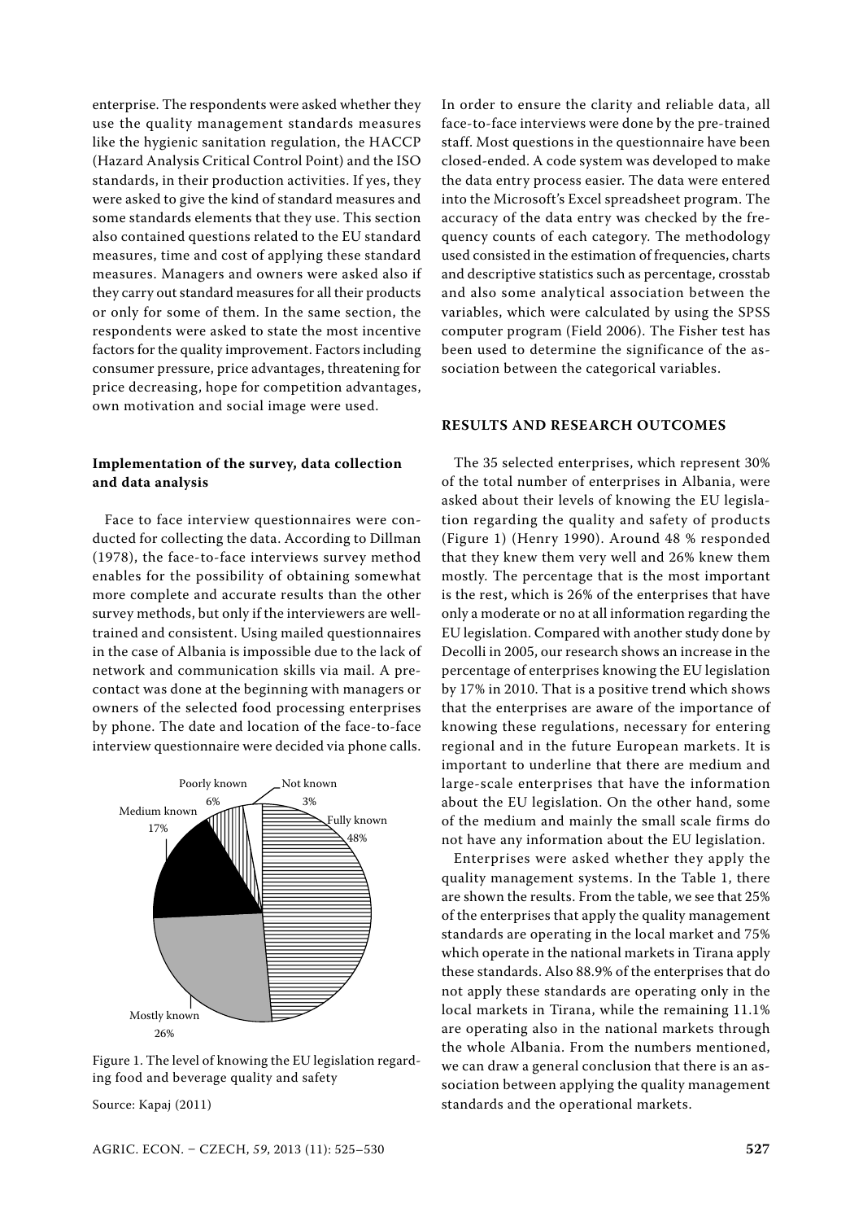enterprise. The respondents were asked whether they use the quality management standards measures like the hygienic sanitation regulation, the HACCP (Hazard Analysis Critical Control Point) and the ISO standards, in their production activities. If yes, they were asked to give the kind of standard measures and some standards elements that they use. This section also contained questions related to the EU standard measures, time and cost of applying these standard measures. Managers and owners were asked also if they carry out standard measures for all their products or only for some of them. In the same section, the respondents were asked to state the most incentive factors for the quality improvement. Factors including consumer pressure, price advantages, threatening for price decreasing, hope for competition advantages, own motivation and social image were used.

### Implementation of the survey, data collection and data analysis

Face to face interview questionnaires were conducted for collecting the data. According to Dillman (1978), the face-to-face interviews survey method enables for the possibility of obtaining somewhat more complete and accurate results than the other survey methods, but only if the interviewers are well-trained and consistent. Using mailed questionnaires in the case of Albania is impossible due to the lack of network and communication skills via mail. A pre-contact was done at the beginning with managers or owners of the selected food processing enterprises by phone. The date and location of the face-to-face interview questionnaire were decided via phone calls.

Poorly known 6%, Not known 3%, Medium known 17%, Fully known 48%, Mostly known 26%

Figure 1. The level of knowing the EU legislation regarding food and beverage quality and safety

Source: Kapaj (2011)

In order to ensure the clarity and reliable data, all face-to-face interviews were done by the pre-trained staff. Most questions in the questionnaire have been closed-ended. A code system was developed to make the data entry process easier. The data were entered into the Microsoft's Excel spreadsheet program. The accuracy of the data entry was checked by the frequency counts of each category. The methodology used consisted in the estimation of frequencies, charts and descriptive statistics such as percentage, crosstab and also some analytical association between the variables, which were calculated by using the SPSS computer program (Field 2006). The Fisher test has been used to determine the significance of the association between the categorical variables.

## RESULTS AND RESEARCH OUTCOMES

The 35 selected enterprises, which represent 30% of the total number of enterprises in Albania, were asked about their levels of knowing the EU legislation regarding the quality and safety of products (Figure 1) (Henry 1990). Around 48 % responded that they knew them very well and 26% knew them mostly. The percentage that is the most important is the rest, which is 26% of the enterprises that have only a moderate or no at all information regarding the EU legislation. Compared with another study done by Decolli in 2005, our research shows an increase in the percentage of enterprises knowing the EU legislation by 17% in 2010. That is a positive trend which shows that the enterprises are aware of the importance of knowing these regulations, necessary for entering regional and in the future European markets. It is important to underline that there are medium and large-scale enterprises that have the information about the EU legislation. On the other hand, some of the medium and mainly the small scale firms do not have any information about the EU legislation.

Enterprises were asked whether they apply the quality management systems. In the Table 1, there are shown the results. From the table, we see that 25% of the enterprises that apply the quality management standards are operating in the local market and 75% which operate in the national markets in Tirana apply these standards. Also 88.9% of the enterprises that do not apply these standards are operating only in the local markets in Tirana, while the remaining 11.1% are operating also in the national markets through the whole Albania. From the numbers mentioned, we can draw a general conclusion that there is an association between applying the quality management standards and the operational markets.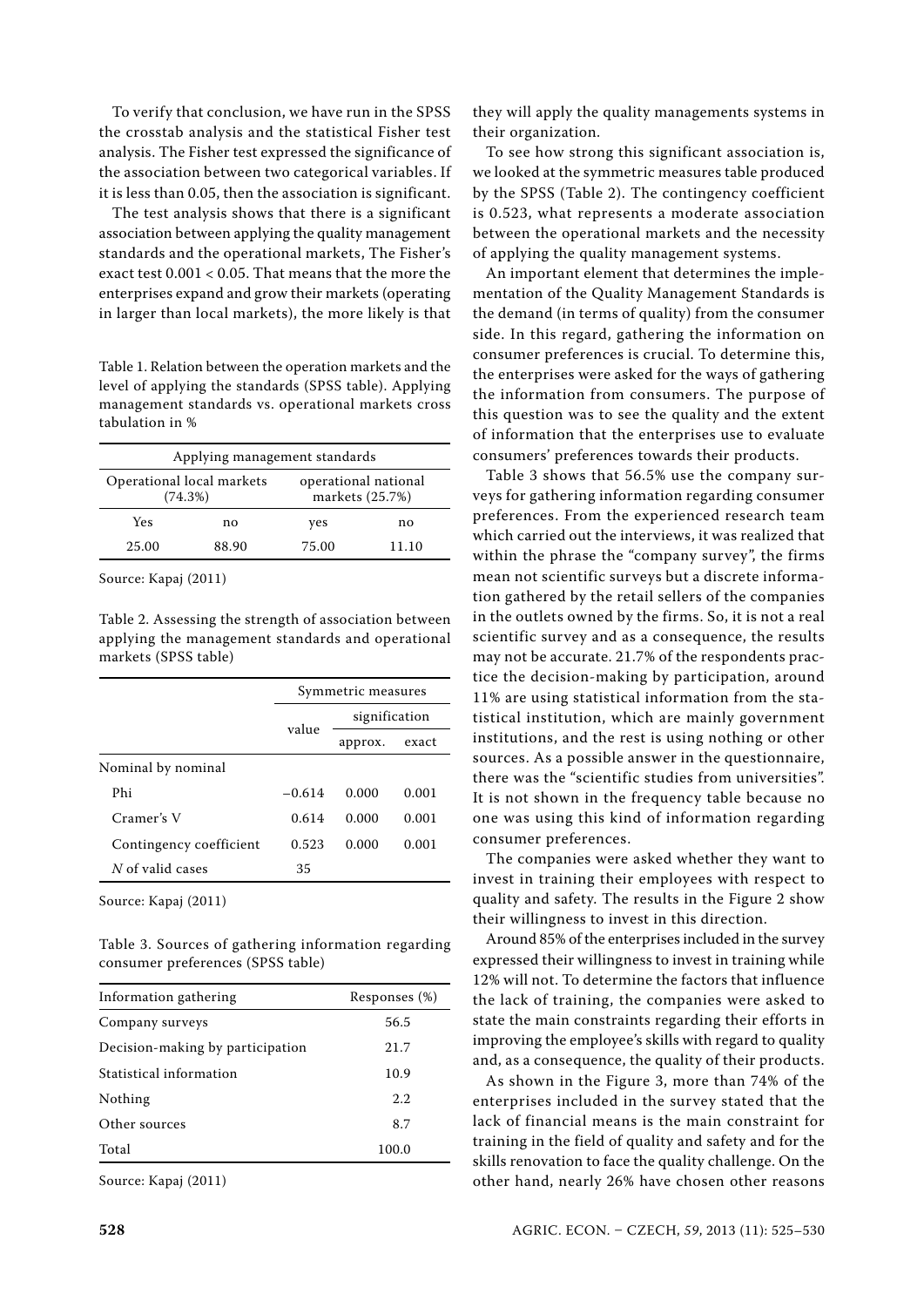To verify that conclusion, we have run in the SPSS the crosstab analysis and the statistical Fisher test analysis. The Fisher test expressed the significance of the association between two categorical variables. If it is less than 0.05, then the association is significant.

The test analysis shows that there is a significant association between applying the quality management standards and the operational markets, The Fisher's exact test $0.001 < 0.05$. That means that the more the enterprises expand and grow their markets (operating in larger than local markets), the more likely is that they will apply the quality managements systems in their organization.

Table 1. Relation between the operation markets and the level of applying the standards (SPSS table). Applying management standards vs. operational markets cross tabulation in %

| Applying management standards | | | |
|---|---|---|---|
| Operational local markets (74.3%) | | operational national markets (25.7%) | |
| Yes | no | yes | no |
| 25.00 | 88.90 | 75.00 | 11.10 |

Source: Kapaj (2011)

Table 2. Assessing the strength of association between applying the management standards and operational markets (SPSS table)

| | Symmetric measures | | |
|---|---|---|---|
| | value | signification | |
| | | approx. | exact |
| Nominal by nominal | | | |
| Phi | –0.614 | 0.000 | 0.001 |
| Cramer's V | 0.614 | 0.000 | 0.001 |
| Contingency coefficient | 0.523 | 0.000 | 0.001 |
| *N* of valid cases | 35 | | |

Source: Kapaj (2011)

Table 3. Sources of gathering information regarding consumer preferences (SPSS table)

| Information gathering | Responses (%) |
|---|---|
| Company surveys | 56.5 |
| Decision-making by participation | 21.7 |
| Statistical information | 10.9 |
| Nothing | 2.2 |
| Other sources | 8.7 |
| Total | 100.0 |

Source: Kapaj (2011)

To see how strong this significant association is, we looked at the symmetric measures table produced by the SPSS (Table 2). The contingency coefficient is 0.523, what represents a moderate association between the operational markets and the necessity of applying the quality management systems.

An important element that determines the implementation of the Quality Management Standards is the demand (in terms of quality) from the consumer side. In this regard, gathering the information on consumer preferences is crucial. To determine this, the enterprises were asked for the ways of gathering the information from consumers. The purpose of this question was to see the quality and the extent of information that the enterprises use to evaluate consumers' preferences towards their products.

Table 3 shows that 56.5% use the company surveys for gathering information regarding consumer preferences. From the experienced research team which carried out the interviews, it was realized that within the phrase the "company survey", the firms mean not scientific surveys but a discrete information gathered by the retail sellers of the companies in the outlets owned by the firms. So, it is not a real scientific survey and as a consequence, the results may not be accurate. 21.7% of the respondents practice the decision-making by participation, around 11% are using statistical information from the statistical institution, which are mainly government institutions, and the rest is using nothing or other sources. As a possible answer in the questionnaire, there was the "scientific studies from universities". It is not shown in the frequency table because no one was using this kind of information regarding consumer preferences.

The companies were asked whether they want to invest in training their employees with respect to quality and safety. The results in the Figure 2 show their willingness to invest in this direction.

Around 85% of the enterprises included in the survey expressed their willingness to invest in training while 12% will not. To determine the factors that influence the lack of training, the companies were asked to state the main constraints regarding their efforts in improving the employee's skills with regard to quality and, as a consequence, the quality of their products.

As shown in the Figure 3, more than 74% of the enterprises included in the survey stated that the lack of financial means is the main constraint for training in the field of quality and safety and for the skills renovation to face the quality challenge. On the other hand, nearly 26% have chosen other reasons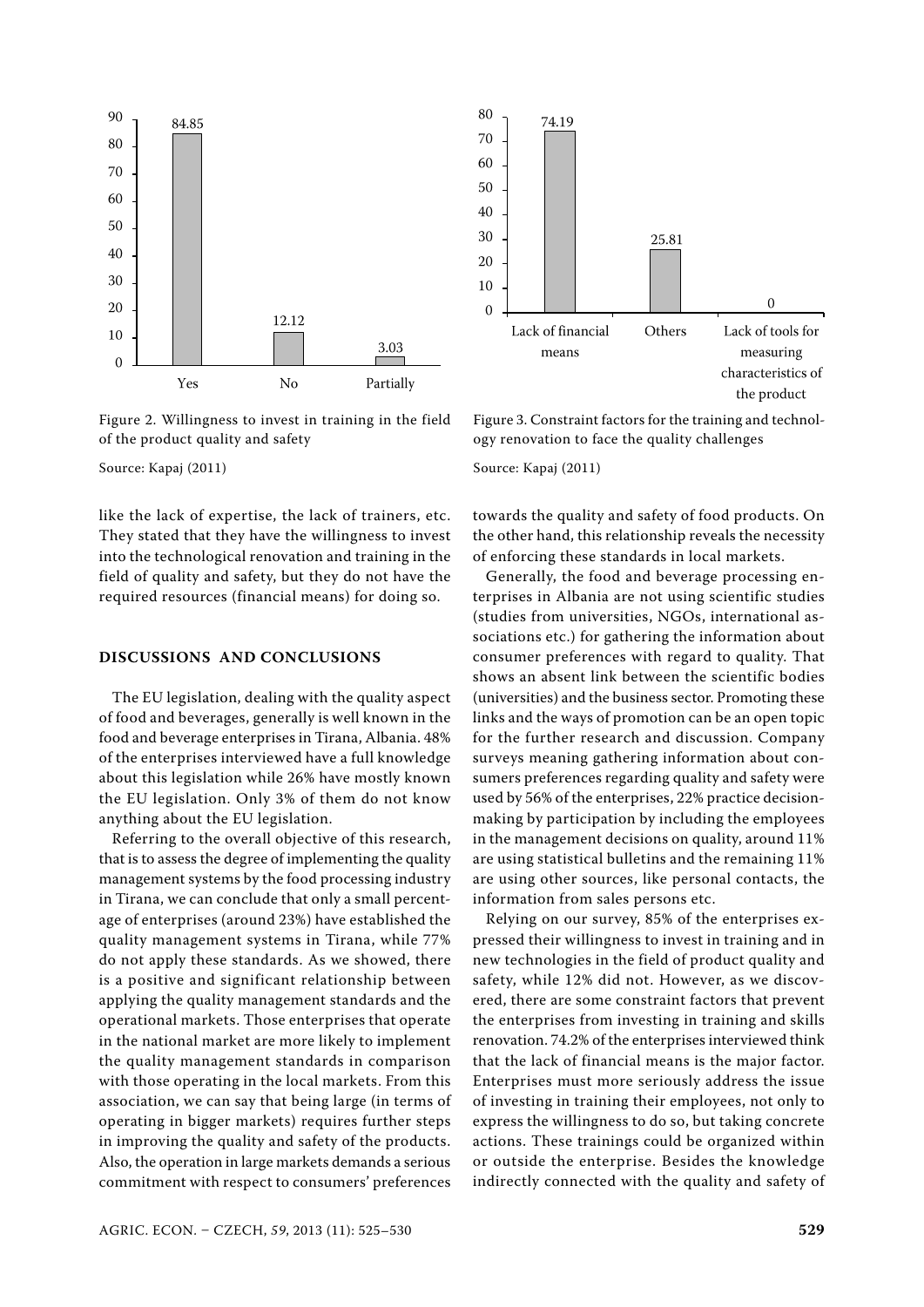Figure 2. Willingness to invest in training in the field of the product quality and safety

Source: Kapaj (2011)

Figure 3. Constraint factors for the training and technology renovation to face the quality challenges

Source: Kapaj (2011)

like the lack of expertise, the lack of trainers, etc. They stated that they have the willingness to invest into the technological renovation and training in the field of quality and safety, but they do not have the required resources (financial means) for doing so.

## DISCUSSIONS AND CONCLUSIONS

The EU legislation, dealing with the quality aspect of food and beverages, generally is well known in the food and beverage enterprises in Tirana, Albania. 48% of the enterprises interviewed have a full knowledge about this legislation while 26% have mostly known the EU legislation. Only 3% of them do not know anything about the EU legislation.

Referring to the overall objective of this research, that is to assess the degree of implementing the quality management systems by the food processing industry in Tirana, we can conclude that only a small percentage of enterprises (around 23%) have established the quality management systems in Tirana, while 77% do not apply these standards. As we showed, there is a positive and significant relationship between applying the quality management standards and the operational markets. Those enterprises that operate in the national market are more likely to implement the quality management standards in comparison with those operating in the local markets. From this association, we can say that being large (in terms of operating in bigger markets) requires further steps in improving the quality and safety of the products. Also, the operation in large markets demands a serious commitment with respect to consumers' preferences towards the quality and safety of food products. On the other hand, this relationship reveals the necessity of enforcing these standards in local markets.

Generally, the food and beverage processing enterprises in Albania are not using scientific studies (studies from universities, NGOs, international associations etc.) for gathering the information about consumer preferences with regard to quality. That shows an absent link between the scientific bodies (universities) and the business sector. Promoting these links and the ways of promotion can be an open topic for the further research and discussion. Company surveys meaning gathering information about consumers preferences regarding quality and safety were used by 56% of the enterprises, 22% practice decision-making by participation by including the employees in the management decisions on quality, around 11% are using statistical bulletins and the remaining 11% are using other sources, like personal contacts, the information from sales persons etc.

Relying on our survey, 85% of the enterprises expressed their willingness to invest in training and in new technologies in the field of product quality and safety, while 12% did not. However, as we discovered, there are some constraint factors that prevent the enterprises from investing in training and skills renovation. 74.2% of the enterprises interviewed think that the lack of financial means is the major factor. Enterprises must more seriously address the issue of investing in training their employees, not only to express the willingness to do so, but taking concrete actions. These trainings could be organized within or outside the enterprise. Besides the knowledge indirectly connected with the quality and safety of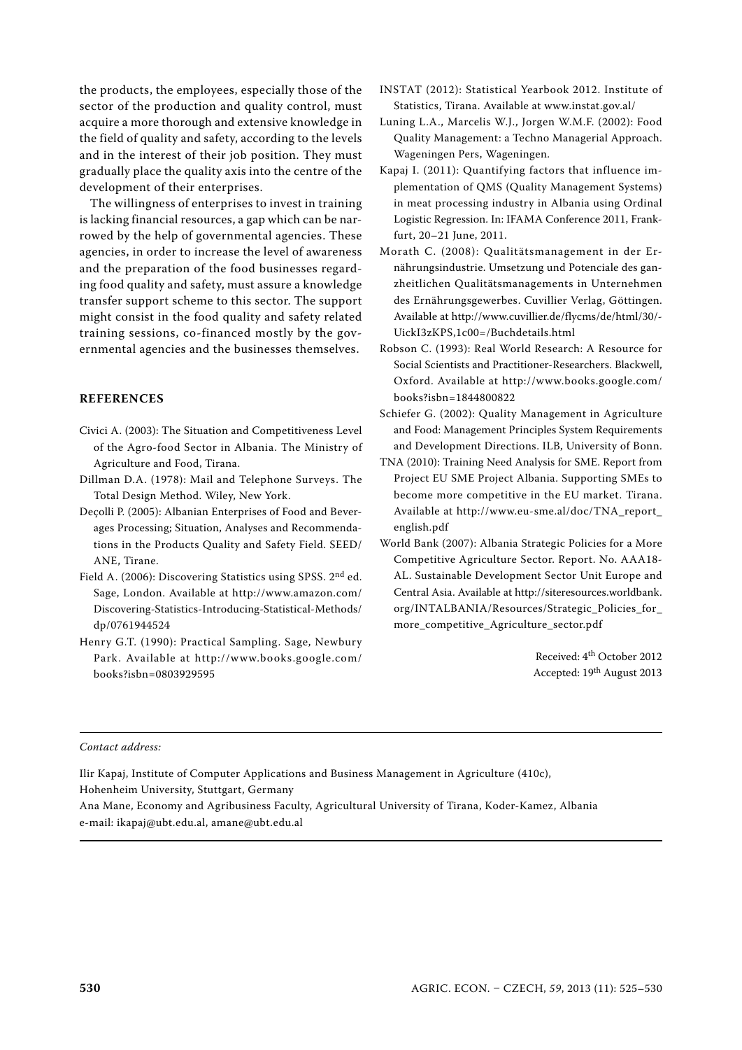the products, the employees, especially those of the sector of the production and quality control, must acquire a more thorough and extensive knowledge in the field of quality and safety, according to the levels and in the interest of their job position. They must gradually place the quality axis into the centre of the development of their enterprises.

The willingness of enterprises to invest in training is lacking financial resources, a gap which can be narrowed by the help of governmental agencies. These agencies, in order to increase the level of awareness and the preparation of the food businesses regarding food quality and safety, must assure a knowledge transfer support scheme to this sector. The support might consist in the food quality and safety related training sessions, co-financed mostly by the governmental agencies and the businesses themselves.

## REFERENCES

Civici A. (2003): The Situation and Competitiveness Level of the Agro-food Sector in Albania. The Ministry of Agriculture and Food, Tirana.

Dillman D.A. (1978): Mail and Telephone Surveys. The Total Design Method. Wiley, New York.

Deçolli P. (2005): Albanian Enterprises of Food and Beverages Processing; Situation, Analyses and Recommendations in the Products Quality and Safety Field. SEED/ANE, Tirane.

Field A. (2006): Discovering Statistics using SPSS. 2nd ed. Sage, London. Available at http://www.amazon.com/Discovering-Statistics-Introducing-Statistical-Methods/dp/0761944524

Henry G.T. (1990): Practical Sampling. Sage, Newbury Park. Available at http://www.books.google.com/books?isbn=0803929595

INSTAT (2012): Statistical Yearbook 2012. Institute of Statistics, Tirana. Available at www.instat.gov.al/

Luning L.A., Marcelis W.J., Jorgen W.M.F. (2002): Food Quality Management: a Techno Managerial Approach. Wageningen Pers, Wageningen.

Kapaj I. (2011): Quantifying factors that influence implementation of QMS (Quality Management Systems) in meat processing industry in Albania using Ordinal Logistic Regression. In: IFAMA Conference 2011, Frankfurt, 20–21 June, 2011.

Morath C. (2008): Qualitätsmanagement in der Ernährungsindustrie. Umsetzung und Potenciale des ganzheitlichen Qualitätsmanagements in Unternehmen des Ernährungsgewerbes. Cuvillier Verlag, Göttingen. Available at http://www.cuvillier.de/flycms/de/html/30/-UickI3zKPS,1c00=/Buchdetails.html

Robson C. (1993): Real World Research: A Resource for Social Scientists and Practitioner-Researchers. Blackwell, Oxford. Available at http://www.books.google.com/books?isbn=1844800822

Schiefer G. (2002): Quality Management in Agriculture and Food: Management Principles System Requirements and Development Directions. ILB, University of Bonn.

TNA (2010): Training Need Analysis for SME. Report from Project EU SME Project Albania. Supporting SMEs to become more competitive in the EU market. Tirana. Available at http://www.eu-sme.al/doc/TNA_report_english.pdf

World Bank (2007): Albania Strategic Policies for a More Competitive Agriculture Sector. Report. No. AAA18-AL. Sustainable Development Sector Unit Europe and Central Asia. Available at http://siteresources.worldbank.org/INTALBANIA/Resources/Strategic_Policies_for_more_competitive_Agriculture_sector.pdf

Received: 4th October 2012
Accepted: 19th August 2013

*Contact address:*

Ilir Kapaj, Institute of Computer Applications and Business Management in Agriculture (410c), Hohenheim University, Stuttgart, Germany
Ana Mane, Economy and Agribusiness Faculty, Agricultural University of Tirana, Koder-Kamez, Albania
e-mail: ikapaj@ubt.edu.al, amane@ubt.edu.al